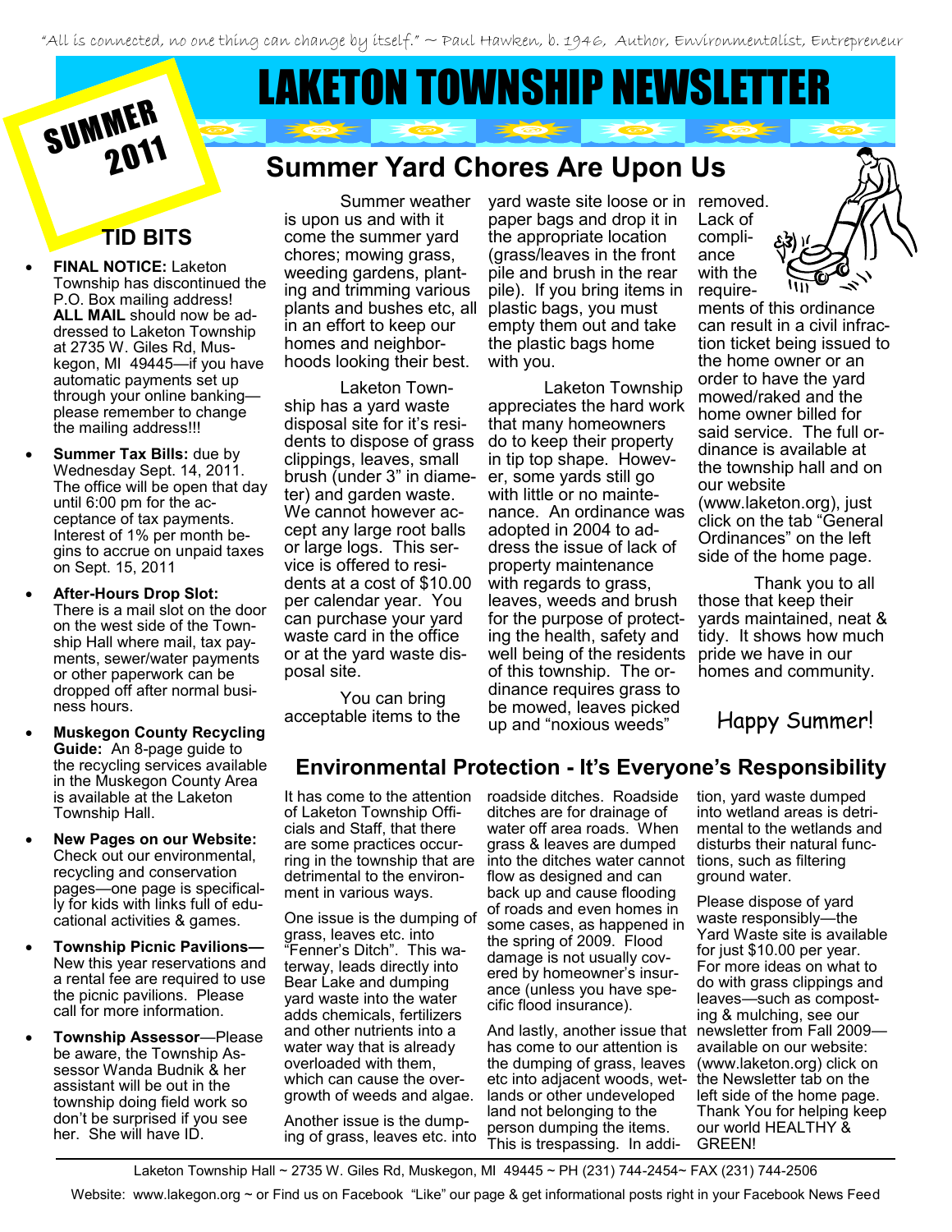"All is connected, no one thing can change by itself." ~ Paul Hawken, b. 1946, Author, Environmentalist, Entrepreneur

SUMMER 2011

# LAKETON TOWNSHIP NEWSLETTER

## TID BITS

- **FINAL NOTICE:** Laketon Township has discontinued the P.O. Box mailing address! **ALL MAIL** should now be addressed to Laketon Township at 2735 W. Giles Rd, Muskegon, MI 49445—if you have automatic payments set up through your online banking—please remember to change the mailing address!!!
- **Summer Tax Bills:** due by Wednesday Sept. 14, 2011. The office will be open that day until 6:00 pm for the acceptance of tax payments. Interest of 1% per month begins to accrue on unpaid taxes on Sept. 15, 2011
- **After-Hours Drop Slot:** There is a mail slot on the door on the west side of the Township Hall where mail, tax payments, sewer/water payments or other paperwork can be dropped off after normal business hours.
- **Muskegon County Recycling Guide:** An 8-page guide to the recycling services available in the Muskegon County Area is available at the Laketon Township Hall.
- **New Pages on our Website:** Check out our environmental, recycling and conservation pages—one page is specifically for kids with links full of educational activities & games.
- **Township Picnic Pavilions—** New this year reservations and a rental fee are required to use the picnic pavilions. Please call for more information.
- **Township Assessor**—Please be aware, the Township Assessor Wanda Budnik & her assistant will be out in the township doing field work so don't be surprised if you see her. She will have ID.

## Summer Yard Chores Are Upon Us

Summer weather is upon us and with it come the summer yard chores; mowing grass, weeding gardens, planting and trimming various plants and bushes etc, all in an effort to keep our homes and neighborhoods looking their best.

Laketon Township has a yard waste disposal site for it's residents to dispose of grass clippings, leaves, small brush (under 3" in diameter) and garden waste. We cannot however accept any large root balls or large logs. This service is offered to residents at a cost of $10.00 per calendar year. You can purchase your yard waste card in the office or at the yard waste disposal site.

You can bring acceptable items to the yard waste site loose or in paper bags and drop it in the appropriate location (grass/leaves in the front pile and brush in the rear pile). If you bring items in plastic bags, you must empty them out and take the plastic bags home with you.

Laketon Township appreciates the hard work that many homeowners do to keep their property in tip top shape. However, some yards still go with little or no maintenance. An ordinance was adopted in 2004 to address the issue of lack of property maintenance with regards to grass, leaves, weeds and brush for the purpose of protecting the health, safety and well being of the residents of this township. The ordinance requires grass to be mowed, leaves picked up and "noxious weeds" removed. Lack of compliance with the requirements of this ordinance can result in a civil infraction ticket being issued to the home owner or an order to have the yard mowed/raked and the home owner billed for said service. The full ordinance is available at the township hall and on our website (www.laketon.org), just click on the tab "General Ordinances" on the left side of the home page.

Thank you to all those that keep their yards maintained, neat & tidy. It shows how much pride we have in our homes and community.

Happy Summer!

## Environmental Protection - It's Everyone's Responsibility

It has come to the attention of Laketon Township Officials and Staff, that there are some practices occurring in the township that are detrimental to the environment in various ways.

One issue is the dumping of grass, leaves etc. into "Fenner's Ditch". This waterway, leads directly into Bear Lake and dumping yard waste into the water adds chemicals, fertilizers and other nutrients into a water way that is already overloaded with them, which can cause the overgrowth of weeds and algae.

Another issue is the dumping of grass, leaves etc. into roadside ditches. Roadside ditches are for drainage of water off area roads. When grass & leaves are dumped into the ditches water cannot flow as designed and can back up and cause flooding of roads and even homes in some cases, as happened in the spring of 2009. Flood damage is not usually covered by homeowner's insurance (unless you have specific flood insurance).

And lastly, another issue that has come to our attention is the dumping of grass, leaves etc into adjacent woods, wetlands or other undeveloped land not belonging to the person dumping the items. This is trespassing. In addition, yard waste dumped into wetland areas is detrimental to the wetlands and disturbs their natural functions, such as filtering ground water.

Please dispose of yard waste responsibly—the Yard Waste site is available for just $10.00 per year. For more ideas on what to do with grass clippings and leaves—such as composting & mulching, see our newsletter from Fall 2009—available on our website: (www.laketon.org) click on the Newsletter tab on the left side of the home page. Thank You for helping keep our world HEALTHY & GREEN!

Laketon Township Hall ~ 2735 W. Giles Rd, Muskegon, MI 49445 ~ PH (231) 744-2454~ FAX (231) 744-2506

Website: www.lakegon.org ~ or Find us on Facebook "Like" our page & get informational posts right in your Facebook News Feed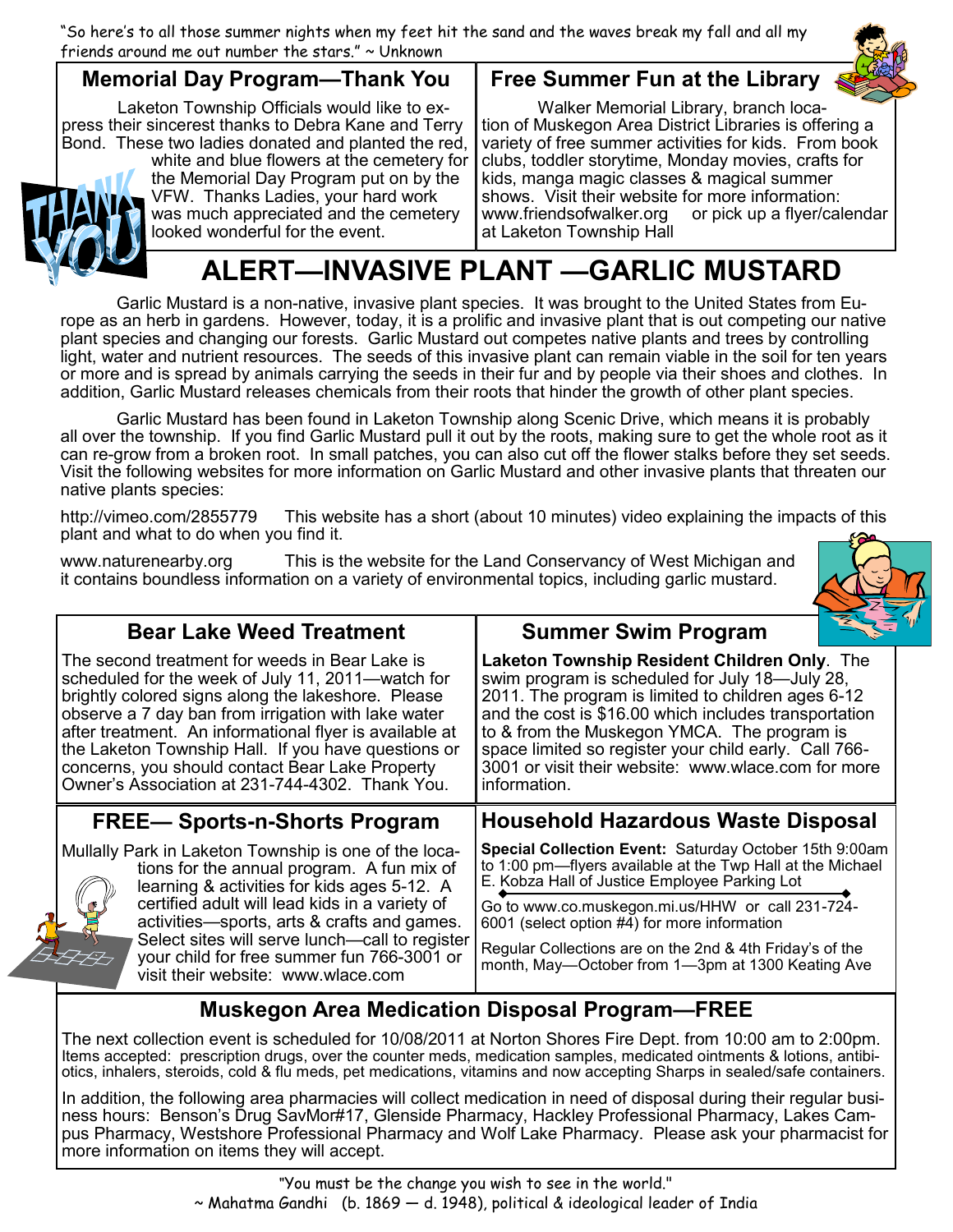"So here's to all those summer nights when my feet hit the sand and the waves break my fall and all my friends around me out number the stars." ~ Unknown

## Memorial Day Program—Thank You

Laketon Township Officials would like to express their sincerest thanks to Debra Kane and Terry Bond. These two ladies donated and planted the red, white and blue flowers at the cemetery for the Memorial Day Program put on by the VFW. Thanks Ladies, your hard work was much appreciated and the cemetery looked wonderful for the event.

## Free Summer Fun at the Library

Walker Memorial Library, branch location of Muskegon Area District Libraries is offering a variety of free summer activities for kids. From book clubs, toddler storytime, Monday movies, crafts for kids, manga magic classes & magical summer shows. Visit their website for more information: www.friendsofwalker.org or pick up a flyer/calendar at Laketon Township Hall

# ALERT—INVASIVE PLANT —GARLIC MUSTARD

Garlic Mustard is a non-native, invasive plant species. It was brought to the United States from Europe as an herb in gardens. However, today, it is a prolific and invasive plant that is out competing our native plant species and changing our forests. Garlic Mustard out competes native plants and trees by controlling light, water and nutrient resources. The seeds of this invasive plant can remain viable in the soil for ten years or more and is spread by animals carrying the seeds in their fur and by people via their shoes and clothes. In addition, Garlic Mustard releases chemicals from their roots that hinder the growth of other plant species.

Garlic Mustard has been found in Laketon Township along Scenic Drive, which means it is probably all over the township. If you find Garlic Mustard pull it out by the roots, making sure to get the whole root as it can re-grow from a broken root. In small patches, you can also cut off the flower stalks before they set seeds. Visit the following websites for more information on Garlic Mustard and other invasive plants that threaten our native plants species:

http://vimeo.com/2855779 This website has a short (about 10 minutes) video explaining the impacts of this plant and what to do when you find it.

www.naturenearby.org This is the website for the Land Conservancy of West Michigan and it contains boundless information on a variety of environmental topics, including garlic mustard.

## Bear Lake Weed Treatment

The second treatment for weeds in Bear Lake is scheduled for the week of July 11, 2011—watch for brightly colored signs along the lakeshore. Please observe a 7 day ban from irrigation with lake water after treatment. An informational flyer is available at the Laketon Township Hall. If you have questions or concerns, you should contact Bear Lake Property Owner's Association at 231-744-4302. Thank You.

## Summer Swim Program

**Laketon Township Resident Children Only**. The swim program is scheduled for July 18—July 28, 2011. The program is limited to children ages 6-12 and the cost is $16.00 which includes transportation to & from the Muskegon YMCA. The program is space limited so register your child early. Call 766-3001 or visit their website: www.wlace.com for more information.

## FREE— Sports-n-Shorts Program

Mullally Park in Laketon Township is one of the locations for the annual program. A fun mix of learning & activities for kids ages 5-12. A certified adult will lead kids in a variety of activities—sports, arts & crafts and games. Select sites will serve lunch—call to register your child for free summer fun 766-3001 or visit their website: www.wlace.com

## Household Hazardous Waste Disposal

**Special Collection Event:** Saturday October 15th 9:00am to 1:00 pm—flyers available at the Twp Hall at the Michael E. Kobza Hall of Justice Employee Parking Lot

Go to www.co.muskegon.mi.us/HHW or call 231-724-6001 (select option #4) for more information

Regular Collections are on the 2nd & 4th Friday's of the month, May—October from 1—3pm at 1300 Keating Ave

## Muskegon Area Medication Disposal Program—FREE

The next collection event is scheduled for 10/08/2011 at Norton Shores Fire Dept. from 10:00 am to 2:00pm. Items accepted: prescription drugs, over the counter meds, medication samples, medicated ointments & lotions, antibiotics, inhalers, steroids, cold & flu meds, pet medications, vitamins and now accepting Sharps in sealed/safe containers.

In addition, the following area pharmacies will collect medication in need of disposal during their regular business hours: Benson's Drug SavMor#17, Glenside Pharmacy, Hackley Professional Pharmacy, Lakes Campus Pharmacy, Westshore Professional Pharmacy and Wolf Lake Pharmacy. Please ask your pharmacist for more information on items they will accept.

"You must be the change you wish to see in the world."
~ Mahatma Gandhi (b. 1869 — d. 1948), political & ideological leader of India